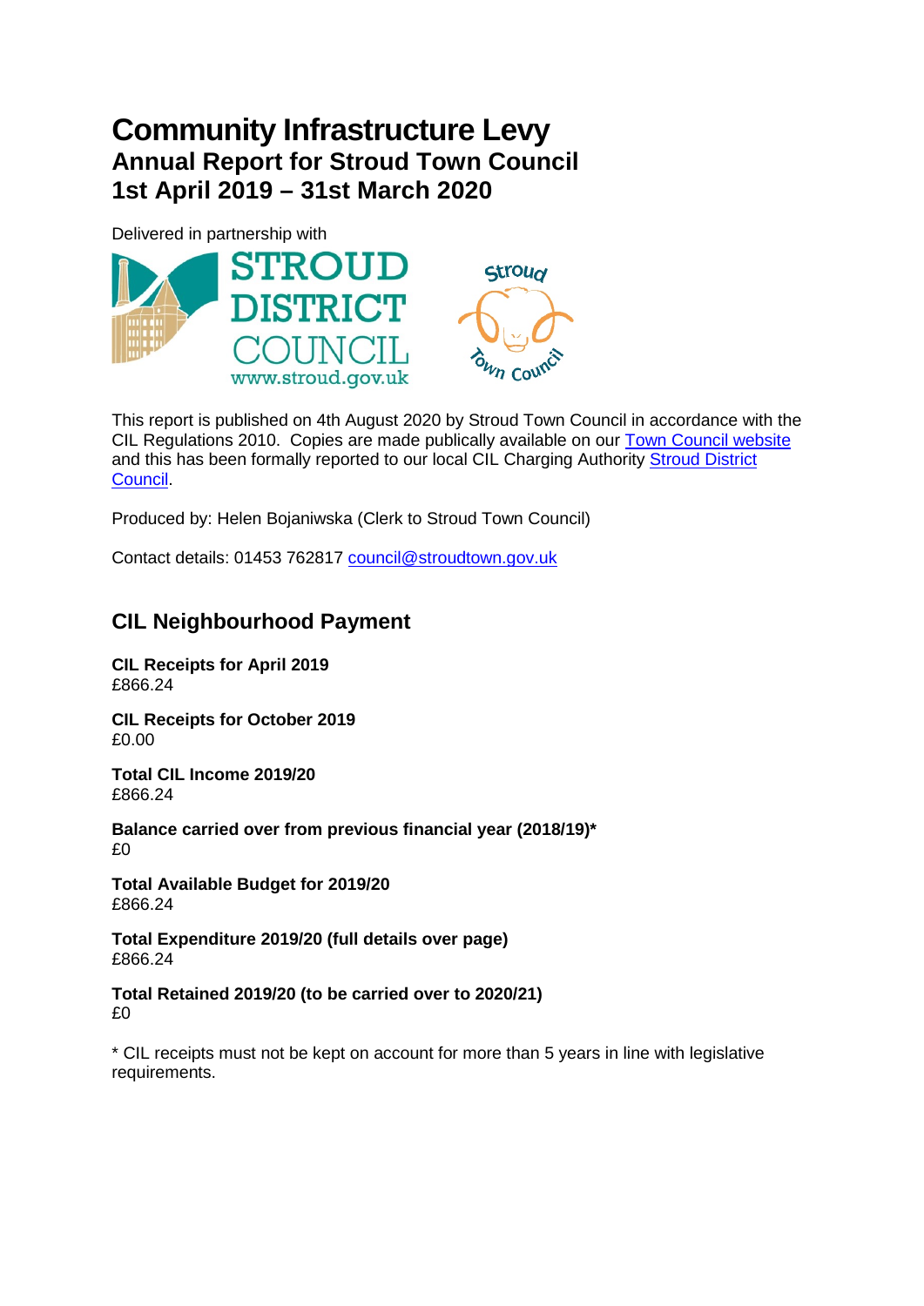# Community Infrastructure Levy

## Annual Report for Stroud Town Council
## 1st April 2019 – 31st March 2020

Delivered in partnership with

This report is published on 4th August 2020 by Stroud Town Council in accordance with the CIL Regulations 2010. Copies are made publically available on our [Town Council website] and this has been formally reported to our local CIL Charging Authority [Stroud District Council].

Produced by: Helen Bojaniwska (Clerk to Stroud Town Council)

Contact details: 01453 762817 council@stroudtown.gov.uk

## CIL Neighbourhood Payment

**CIL Receipts for April 2019**
£866.24

**CIL Receipts for October 2019**
£0.00

**Total CIL Income 2019/20**
£866.24

**Balance carried over from previous financial year (2018/19)***
£0

**Total Available Budget for 2019/20**
£866.24

**Total Expenditure 2019/20 (full details over page)**
£866.24

**Total Retained 2019/20 (to be carried over to 2020/21)**
£0

* CIL receipts must not be kept on account for more than 5 years in line with legislative requirements.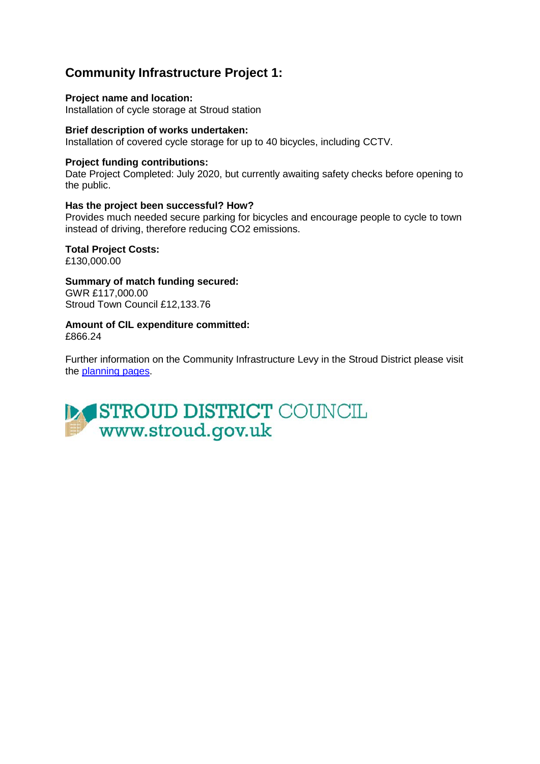## Community Infrastructure Project 1:

**Project name and location:**
Installation of cycle storage at Stroud station

**Brief description of works undertaken:**
Installation of covered cycle storage for up to 40 bicycles, including CCTV.

**Project funding contributions:**
Date Project Completed: July 2020, but currently awaiting safety checks before opening to the public.

**Has the project been successful? How?**
Provides much needed secure parking for bicycles and encourage people to cycle to town instead of driving, therefore reducing $CO_2$ emissions.

**Total Project Costs:**
£130,000.00

**Summary of match funding secured:**
GWR £117,000.00
Stroud Town Council £12,133.76

**Amount of CIL expenditure committed:**
£866.24

Further information on the Community Infrastructure Levy in the Stroud District please visit the [planning pages](planning pages).

STROUD DISTRICT COUNCIL
www.stroud.gov.uk